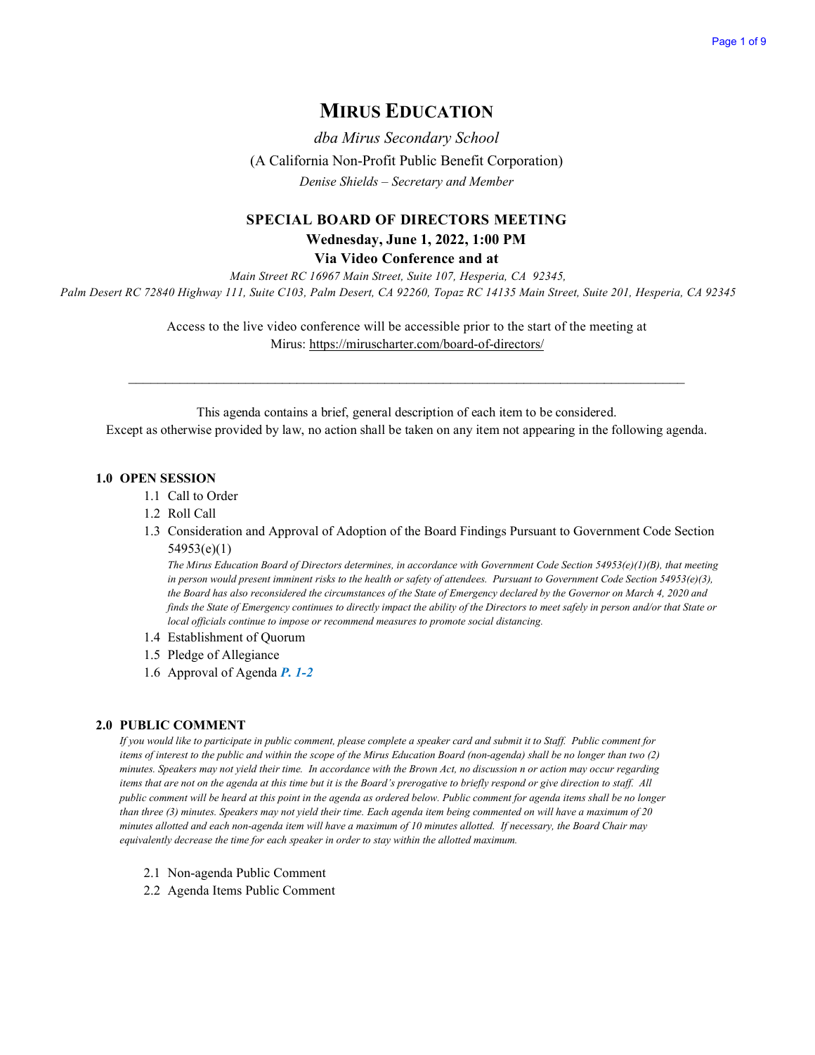# MIRUS EDUCATION

*dba Mirus Secondary School*

(A California Non-Profit Public Benefit Corporation)

*Denise Shields – Secretary and Member*

## SPECIAL BOARD OF DIRECTORS MEETING

**Wednesday, June 1, 2022, 1:00 PM**

**Via Video Conference and at**

*Main Street RC 16967 Main Street, Suite 107, Hesperia, CA 92345,*
*Palm Desert RC 72840 Highway 111, Suite C103, Palm Desert, CA 92260, Topaz RC 14135 Main Street, Suite 201, Hesperia, CA 92345*

Access to the live video conference will be accessible prior to the start of the meeting at Mirus: https://miruscharter.com/board-of-directors/

---

This agenda contains a brief, general description of each item to be considered.
Except as otherwise provided by law, no action shall be taken on any item not appearing in the following agenda.

### 1.0 OPEN SESSION

- 1.1 Call to Order
- 1.2 Roll Call
- 1.3 Consideration and Approval of Adoption of the Board Findings Pursuant to Government Code Section 54953(e)(1)

  *The Mirus Education Board of Directors determines, in accordance with Government Code Section 54953(e)(1)(B), that meeting in person would present imminent risks to the health or safety of attendees. Pursuant to Government Code Section 54953(e)(3), the Board has also reconsidered the circumstances of the State of Emergency declared by the Governor on March 4, 2020 and finds the State of Emergency continues to directly impact the ability of the Directors to meet safely in person and/or that State or local officials continue to impose or recommend measures to promote social distancing.*
- 1.4 Establishment of Quorum
- 1.5 Pledge of Allegiance
- 1.6 Approval of Agenda ***P. 1-2***

### 2.0 PUBLIC COMMENT

*If you would like to participate in public comment, please complete a speaker card and submit it to Staff. Public comment for items of interest to the public and within the scope of the Mirus Education Board (non-agenda) shall be no longer than two (2) minutes. Speakers may not yield their time. In accordance with the Brown Act, no discussion n or action may occur regarding items that are not on the agenda at this time but it is the Board's prerogative to briefly respond or give direction to staff. All public comment will be heard at this point in the agenda as ordered below. Public comment for agenda items shall be no longer than three (3) minutes. Speakers may not yield their time. Each agenda item being commented on will have a maximum of 20 minutes allotted and each non-agenda item will have a maximum of 10 minutes allotted. If necessary, the Board Chair may equivalently decrease the time for each speaker in order to stay within the allotted maximum.*

- 2.1 Non-agenda Public Comment
- 2.2 Agenda Items Public Comment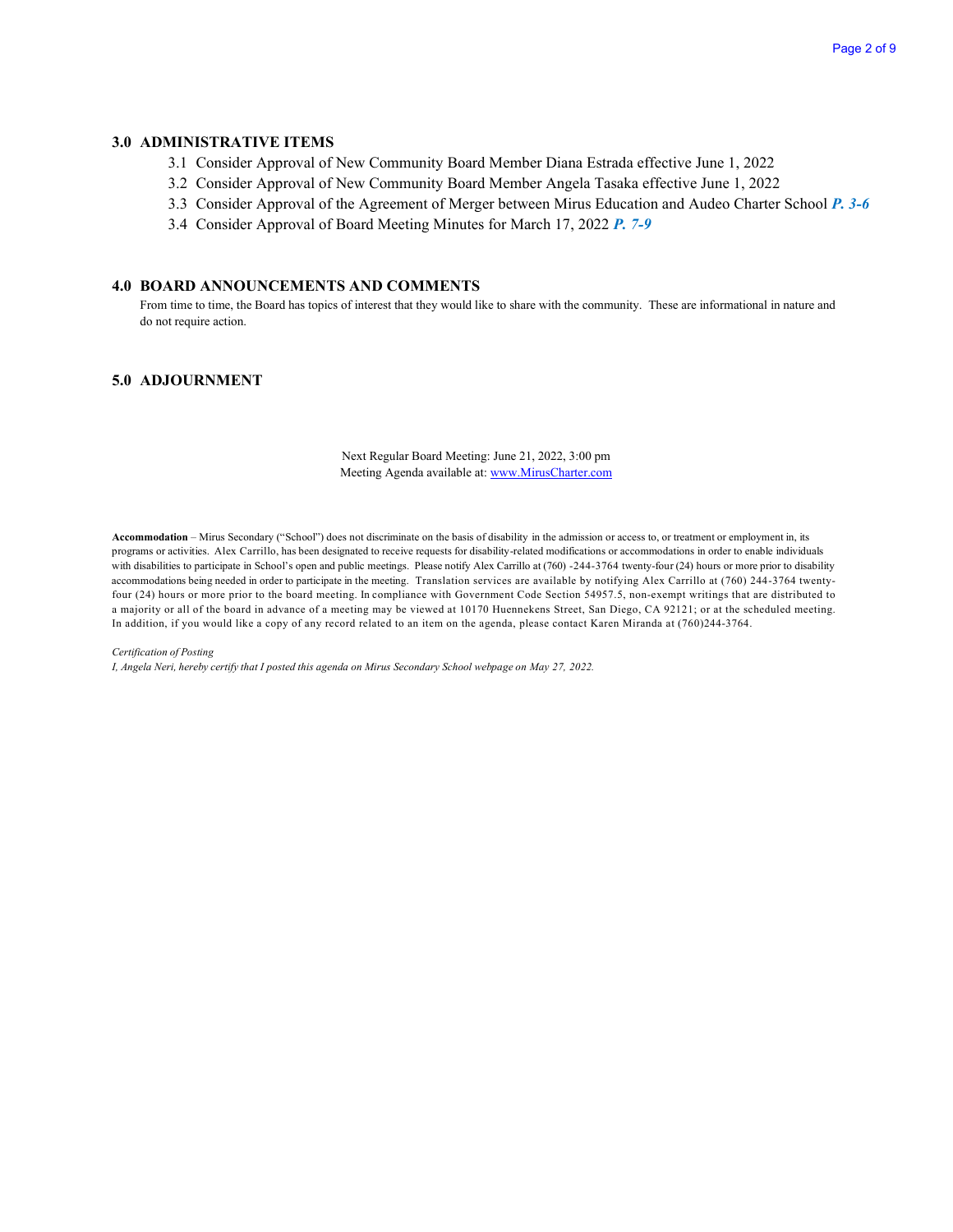## 3.0 ADMINISTRATIVE ITEMS

3.1 Consider Approval of New Community Board Member Diana Estrada effective June 1, 2022

3.2 Consider Approval of New Community Board Member Angela Tasaka effective June 1, 2022

3.3 Consider Approval of the Agreement of Merger between Mirus Education and Audeo Charter School ***P. 3-6***

3.4 Consider Approval of Board Meeting Minutes for March 17, 2022 ***P. 7-9***

## 4.0 BOARD ANNOUNCEMENTS AND COMMENTS

From time to time, the Board has topics of interest that they would like to share with the community. These are informational in nature and do not require action.

## 5.0 ADJOURNMENT

Next Regular Board Meeting: June 21, 2022, 3:00 pm
Meeting Agenda available at: www.MirusCharter.com

**Accommodation** – Mirus Secondary ("School") does not discriminate on the basis of disability in the admission or access to, or treatment or employment in, its programs or activities. Alex Carrillo, has been designated to receive requests for disability-related modifications or accommodations in order to enable individuals with disabilities to participate in School's open and public meetings. Please notify Alex Carrillo at (760) -244-3764 twenty-four (24) hours or more prior to disability accommodations being needed in order to participate in the meeting. Translation services are available by notifying Alex Carrillo at (760) 244-3764 twenty-four (24) hours or more prior to the board meeting. In compliance with Government Code Section 54957.5, non-exempt writings that are distributed to a majority or all of the board in advance of a meeting may be viewed at 10170 Huennekens Street, San Diego, CA 92121; or at the scheduled meeting. In addition, if you would like a copy of any record related to an item on the agenda, please contact Karen Miranda at (760)244-3764.

*Certification of Posting*
*I, Angela Neri, hereby certify that I posted this agenda on Mirus Secondary School webpage on May 27, 2022.*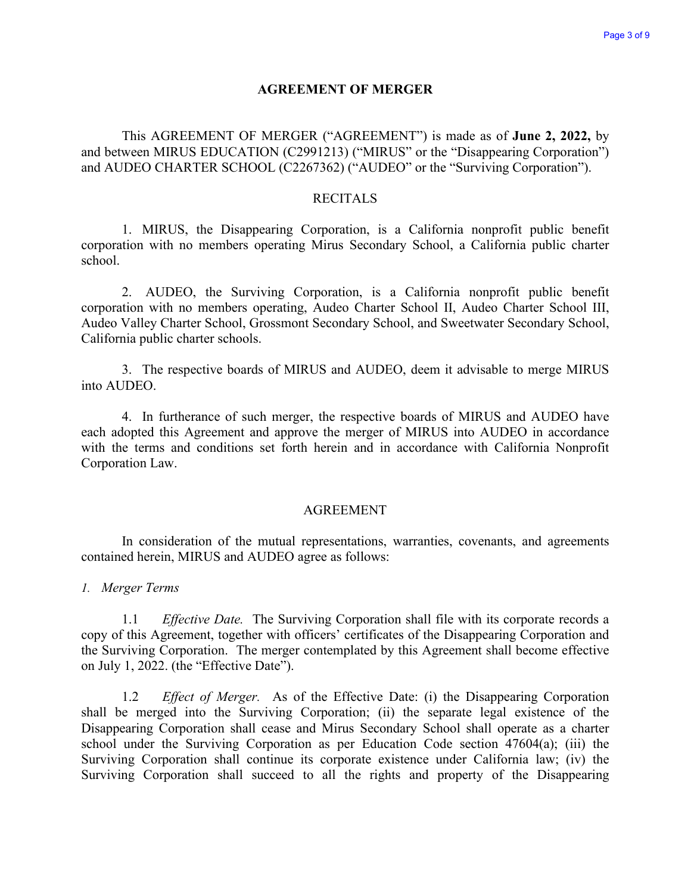# AGREEMENT OF MERGER

This AGREEMENT OF MERGER ("AGREEMENT") is made as of **June 2, 2022,** by and between MIRUS EDUCATION (C2991213) ("MIRUS" or the "Disappearing Corporation") and AUDEO CHARTER SCHOOL (C2267362) ("AUDEO" or the "Surviving Corporation").

## RECITALS

1. MIRUS, the Disappearing Corporation, is a California nonprofit public benefit corporation with no members operating Mirus Secondary School, a California public charter school.

2. AUDEO, the Surviving Corporation, is a California nonprofit public benefit corporation with no members operating, Audeo Charter School II, Audeo Charter School III, Audeo Valley Charter School, Grossmont Secondary School, and Sweetwater Secondary School, California public charter schools.

3. The respective boards of MIRUS and AUDEO, deem it advisable to merge MIRUS into AUDEO.

4. In furtherance of such merger, the respective boards of MIRUS and AUDEO have each adopted this Agreement and approve the merger of MIRUS into AUDEO in accordance with the terms and conditions set forth herein and in accordance with California Nonprofit Corporation Law.

## AGREEMENT

In consideration of the mutual representations, warranties, covenants, and agreements contained herein, MIRUS and AUDEO agree as follows:

*1. Merger Terms*

1.1 *Effective Date.* The Surviving Corporation shall file with its corporate records a copy of this Agreement, together with officers' certificates of the Disappearing Corporation and the Surviving Corporation. The merger contemplated by this Agreement shall become effective on July 1, 2022. (the "Effective Date").

1.2 *Effect of Merger.* As of the Effective Date: (i) the Disappearing Corporation shall be merged into the Surviving Corporation; (ii) the separate legal existence of the Disappearing Corporation shall cease and Mirus Secondary School shall operate as a charter school under the Surviving Corporation as per Education Code section 47604(a); (iii) the Surviving Corporation shall continue its corporate existence under California law; (iv) the Surviving Corporation shall succeed to all the rights and property of the Disappearing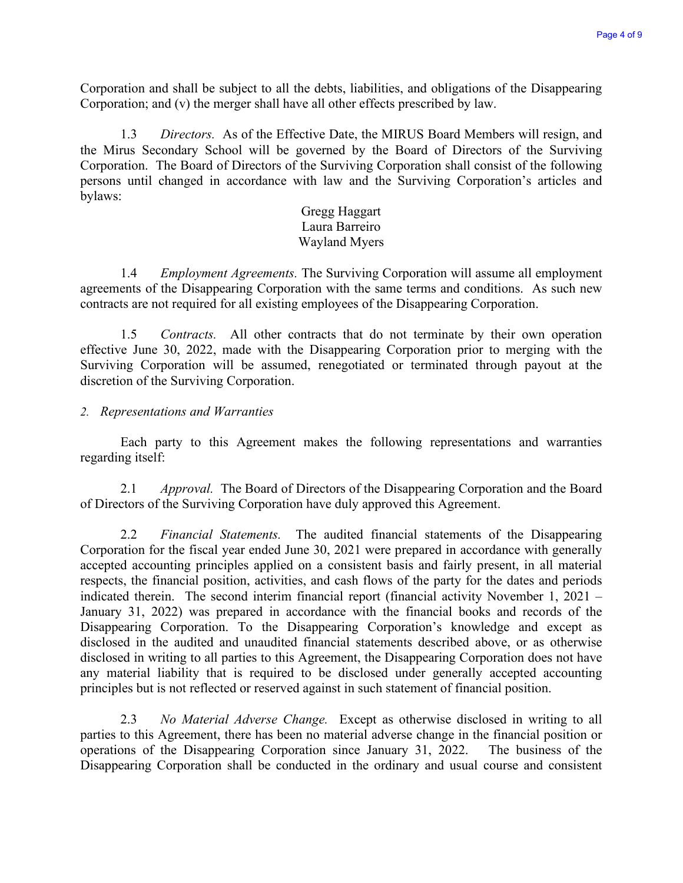Corporation and shall be subject to all the debts, liabilities, and obligations of the Disappearing Corporation; and (v) the merger shall have all other effects prescribed by law.

1.3 *Directors.* As of the Effective Date, the MIRUS Board Members will resign, and the Mirus Secondary School will be governed by the Board of Directors of the Surviving Corporation. The Board of Directors of the Surviving Corporation shall consist of the following persons until changed in accordance with law and the Surviving Corporation's articles and bylaws:

Gregg Haggart
Laura Barreiro
Wayland Myers

1.4 *Employment Agreements.* The Surviving Corporation will assume all employment agreements of the Disappearing Corporation with the same terms and conditions. As such new contracts are not required for all existing employees of the Disappearing Corporation.

1.5 *Contracts.* All other contracts that do not terminate by their own operation effective June 30, 2022, made with the Disappearing Corporation prior to merging with the Surviving Corporation will be assumed, renegotiated or terminated through payout at the discretion of the Surviving Corporation.

*2. Representations and Warranties*

Each party to this Agreement makes the following representations and warranties regarding itself:

2.1 *Approval.* The Board of Directors of the Disappearing Corporation and the Board of Directors of the Surviving Corporation have duly approved this Agreement.

2.2 *Financial Statements.* The audited financial statements of the Disappearing Corporation for the fiscal year ended June 30, 2021 were prepared in accordance with generally accepted accounting principles applied on a consistent basis and fairly present, in all material respects, the financial position, activities, and cash flows of the party for the dates and periods indicated therein. The second interim financial report (financial activity November 1, 2021 – January 31, 2022) was prepared in accordance with the financial books and records of the Disappearing Corporation. To the Disappearing Corporation's knowledge and except as disclosed in the audited and unaudited financial statements described above, or as otherwise disclosed in writing to all parties to this Agreement, the Disappearing Corporation does not have any material liability that is required to be disclosed under generally accepted accounting principles but is not reflected or reserved against in such statement of financial position.

2.3 *No Material Adverse Change.* Except as otherwise disclosed in writing to all parties to this Agreement, there has been no material adverse change in the financial position or operations of the Disappearing Corporation since January 31, 2022. The business of the Disappearing Corporation shall be conducted in the ordinary and usual course and consistent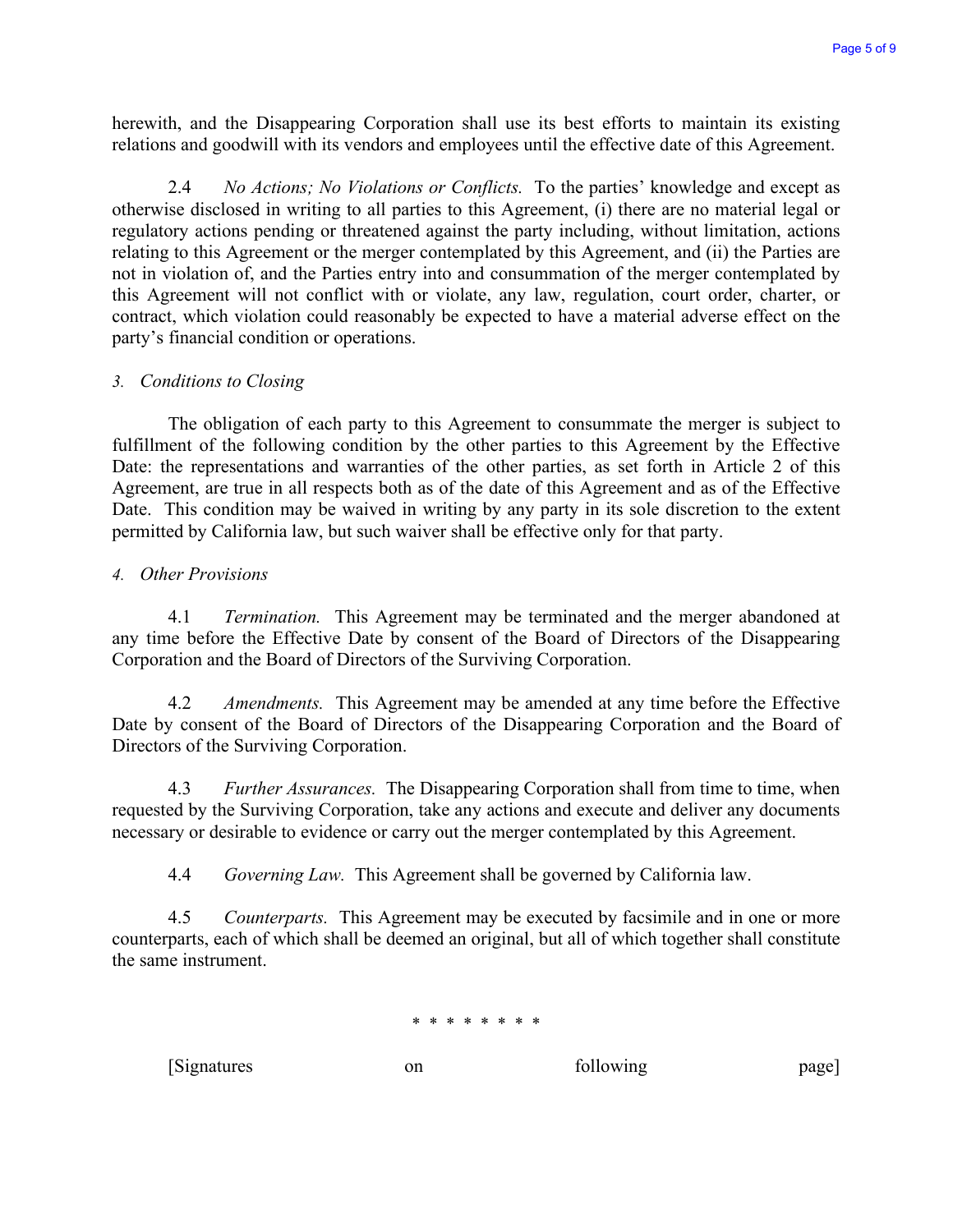herewith, and the Disappearing Corporation shall use its best efforts to maintain its existing relations and goodwill with its vendors and employees until the effective date of this Agreement.

2.4 *No Actions; No Violations or Conflicts.* To the parties' knowledge and except as otherwise disclosed in writing to all parties to this Agreement, (i) there are no material legal or regulatory actions pending or threatened against the party including, without limitation, actions relating to this Agreement or the merger contemplated by this Agreement, and (ii) the Parties are not in violation of, and the Parties entry into and consummation of the merger contemplated by this Agreement will not conflict with or violate, any law, regulation, court order, charter, or contract, which violation could reasonably be expected to have a material adverse effect on the party's financial condition or operations.

*3. Conditions to Closing*

The obligation of each party to this Agreement to consummate the merger is subject to fulfillment of the following condition by the other parties to this Agreement by the Effective Date: the representations and warranties of the other parties, as set forth in Article 2 of this Agreement, are true in all respects both as of the date of this Agreement and as of the Effective Date. This condition may be waived in writing by any party in its sole discretion to the extent permitted by California law, but such waiver shall be effective only for that party.

*4. Other Provisions*

4.1 *Termination.* This Agreement may be terminated and the merger abandoned at any time before the Effective Date by consent of the Board of Directors of the Disappearing Corporation and the Board of Directors of the Surviving Corporation.

4.2 *Amendments.* This Agreement may be amended at any time before the Effective Date by consent of the Board of Directors of the Disappearing Corporation and the Board of Directors of the Surviving Corporation.

4.3 *Further Assurances.* The Disappearing Corporation shall from time to time, when requested by the Surviving Corporation, take any actions and execute and deliver any documents necessary or desirable to evidence or carry out the merger contemplated by this Agreement.

4.4 *Governing Law.* This Agreement shall be governed by California law.

4.5 *Counterparts.* This Agreement may be executed by facsimile and in one or more counterparts, each of which shall be deemed an original, but all of which together shall constitute the same instrument.

* * * * * * * *

[Signatures on following page]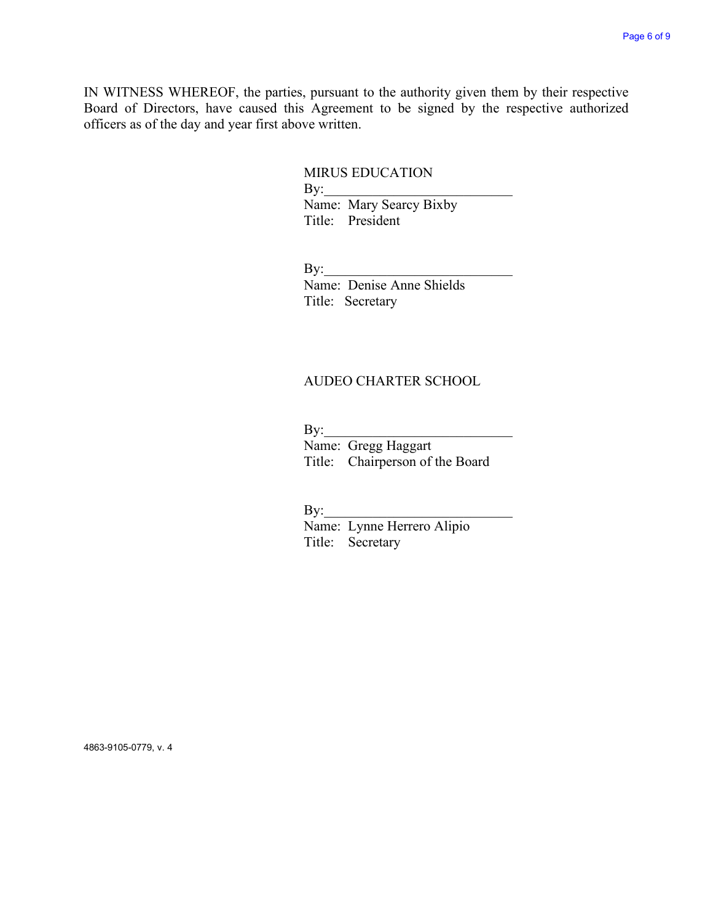IN WITNESS WHEREOF, the parties, pursuant to the authority given them by their respective Board of Directors, have caused this Agreement to be signed by the respective authorized officers as of the day and year first above written.

MIRUS EDUCATION

By:____________________________

Name: Mary Searcy Bixby

Title: President

By:____________________________

Name: Denise Anne Shields

Title: Secretary

AUDEO CHARTER SCHOOL

By:____________________________

Name: Gregg Haggart

Title: Chairperson of the Board

By:____________________________

Name: Lynne Herrero Alipio

Title: Secretary

4863-9105-0779, v. 4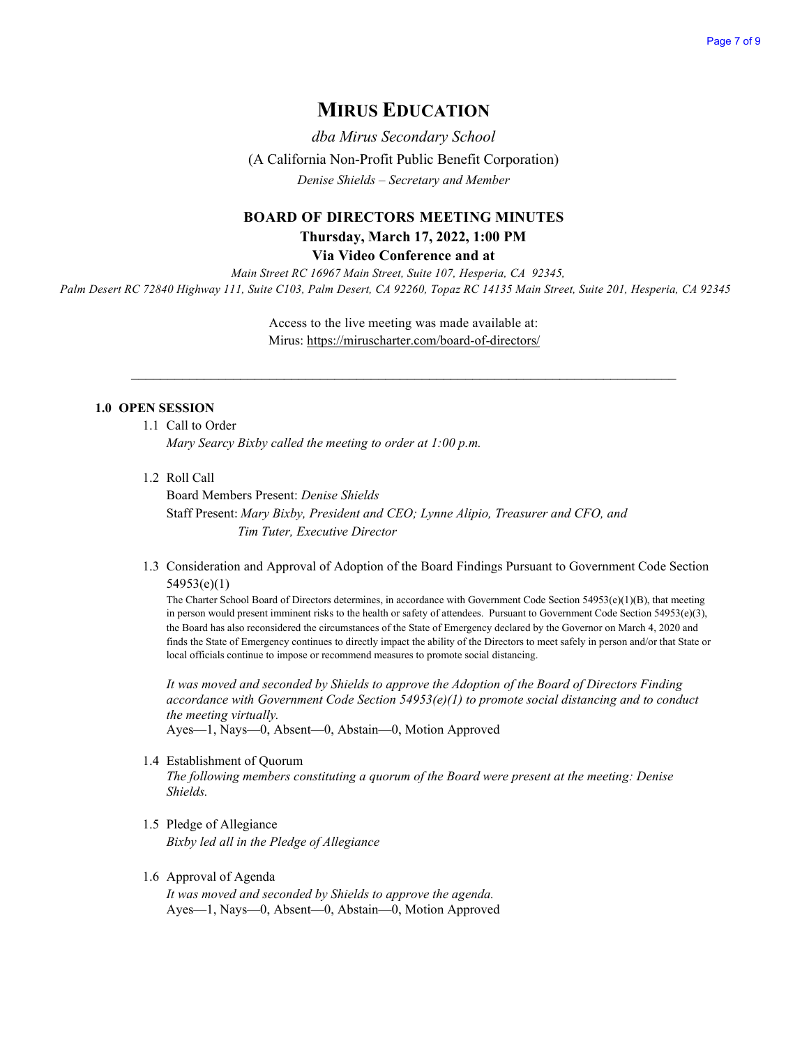# MIRUS EDUCATION

*dba Mirus Secondary School*

(A California Non-Profit Public Benefit Corporation)

*Denise Shields – Secretary and Member*

## BOARD OF DIRECTORS MEETING MINUTES

**Thursday, March 17, 2022, 1:00 PM**

**Via Video Conference and at**

*Main Street RC 16967 Main Street, Suite 107, Hesperia, CA 92345, Palm Desert RC 72840 Highway 111, Suite C103, Palm Desert, CA 92260, Topaz RC 14135 Main Street, Suite 201, Hesperia, CA 92345*

Access to the live meeting was made available at:
Mirus: https://miruscharter.com/board-of-directors/

---

### 1.0 OPEN SESSION

1.1 Call to Order
*Mary Searcy Bixby called the meeting to order at 1:00 p.m.*

1.2 Roll Call
Board Members Present: *Denise Shields*
Staff Present: *Mary Bixby, President and CEO; Lynne Alipio, Treasurer and CFO, and Tim Tuter, Executive Director*

1.3 Consideration and Approval of Adoption of the Board Findings Pursuant to Government Code Section 54953(e)(1)

The Charter School Board of Directors determines, in accordance with Government Code Section 54953(e)(1)(B), that meeting in person would present imminent risks to the health or safety of attendees. Pursuant to Government Code Section 54953(e)(3), the Board has also reconsidered the circumstances of the State of Emergency declared by the Governor on March 4, 2020 and finds the State of Emergency continues to directly impact the ability of the Directors to meet safely in person and/or that State or local officials continue to impose or recommend measures to promote social distancing.

*It was moved and seconded by Shields to approve the Adoption of the Board of Directors Finding accordance with Government Code Section 54953(e)(1) to promote social distancing and to conduct the meeting virtually.*
Ayes—1, Nays—0, Absent—0, Abstain—0, Motion Approved

1.4 Establishment of Quorum
*The following members constituting a quorum of the Board were present at the meeting: Denise Shields.*

1.5 Pledge of Allegiance
*Bixby led all in the Pledge of Allegiance*

1.6 Approval of Agenda
*It was moved and seconded by Shields to approve the agenda.*
Ayes—1, Nays—0, Absent—0, Abstain—0, Motion Approved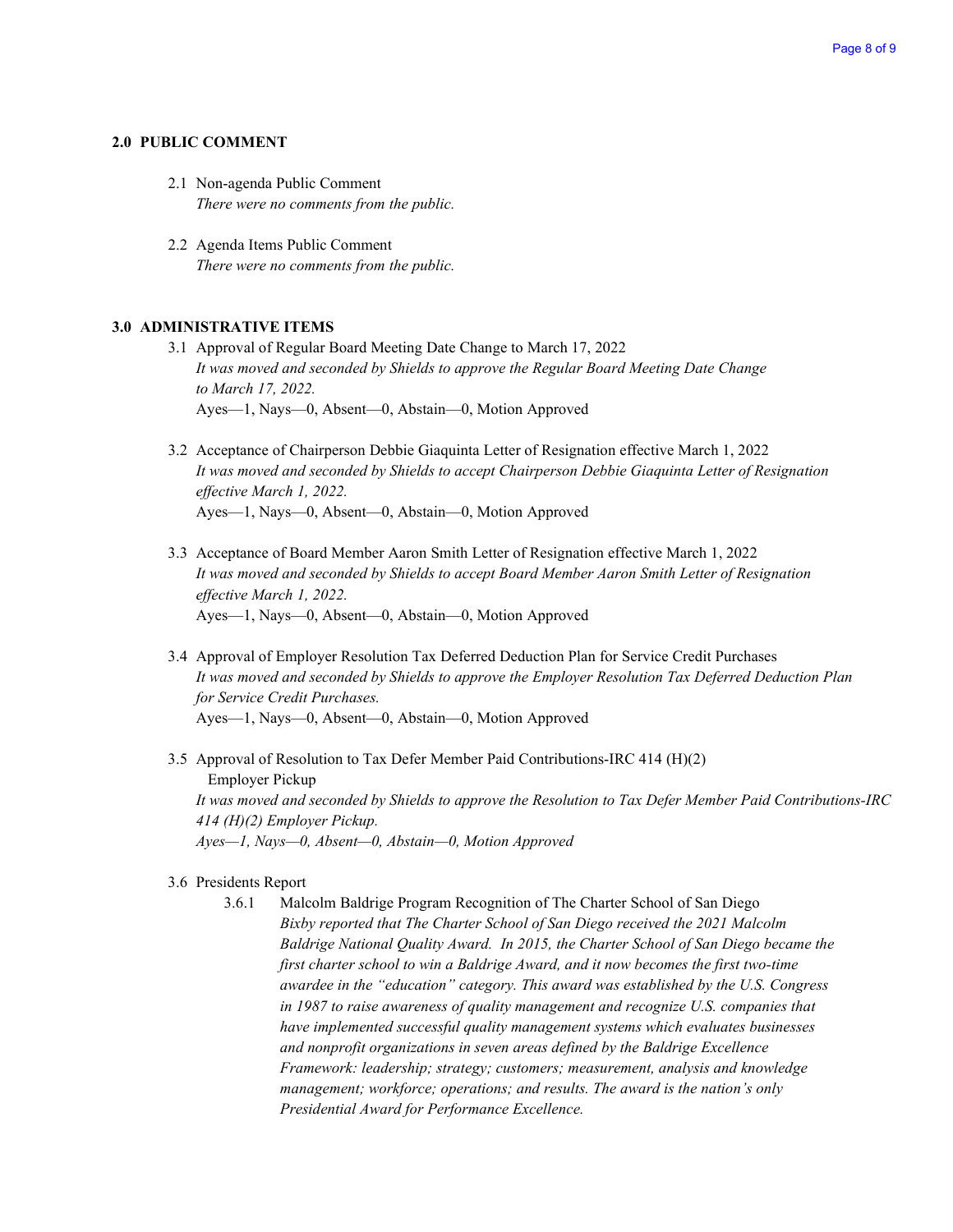## 2.0 PUBLIC COMMENT

2.1 Non-agenda Public Comment
*There were no comments from the public.*

2.2 Agenda Items Public Comment
*There were no comments from the public.*

## 3.0 ADMINISTRATIVE ITEMS

3.1 Approval of Regular Board Meeting Date Change to March 17, 2022
*It was moved and seconded by Shields to approve the Regular Board Meeting Date Change to March 17, 2022.*
Ayes—1, Nays—0, Absent—0, Abstain—0, Motion Approved

3.2 Acceptance of Chairperson Debbie Giaquinta Letter of Resignation effective March 1, 2022
*It was moved and seconded by Shields to accept Chairperson Debbie Giaquinta Letter of Resignation effective March 1, 2022.*
Ayes—1, Nays—0, Absent—0, Abstain—0, Motion Approved

3.3 Acceptance of Board Member Aaron Smith Letter of Resignation effective March 1, 2022
*It was moved and seconded by Shields to accept Board Member Aaron Smith Letter of Resignation effective March 1, 2022.*
Ayes—1, Nays—0, Absent—0, Abstain—0, Motion Approved

3.4 Approval of Employer Resolution Tax Deferred Deduction Plan for Service Credit Purchases
*It was moved and seconded by Shields to approve the Employer Resolution Tax Deferred Deduction Plan for Service Credit Purchases.*
Ayes—1, Nays—0, Absent—0, Abstain—0, Motion Approved

3.5 Approval of Resolution to Tax Defer Member Paid Contributions-IRC 414 (H)(2) Employer Pickup
*It was moved and seconded by Shields to approve the Resolution to Tax Defer Member Paid Contributions-IRC 414 (H)(2) Employer Pickup.*
*Ayes—1, Nays—0, Absent—0, Abstain—0, Motion Approved*

3.6 Presidents Report

3.6.1 Malcolm Baldrige Program Recognition of The Charter School of San Diego
*Bixby reported that The Charter School of San Diego received the 2021 Malcolm Baldrige National Quality Award. In 2015, the Charter School of San Diego became the first charter school to win a Baldrige Award, and it now becomes the first two-time awardee in the "education" category. This award was established by the U.S. Congress in 1987 to raise awareness of quality management and recognize U.S. companies that have implemented successful quality management systems which evaluates businesses and nonprofit organizations in seven areas defined by the Baldrige Excellence Framework: leadership; strategy; customers; measurement, analysis and knowledge management; workforce; operations; and results. The award is the nation's only Presidential Award for Performance Excellence.*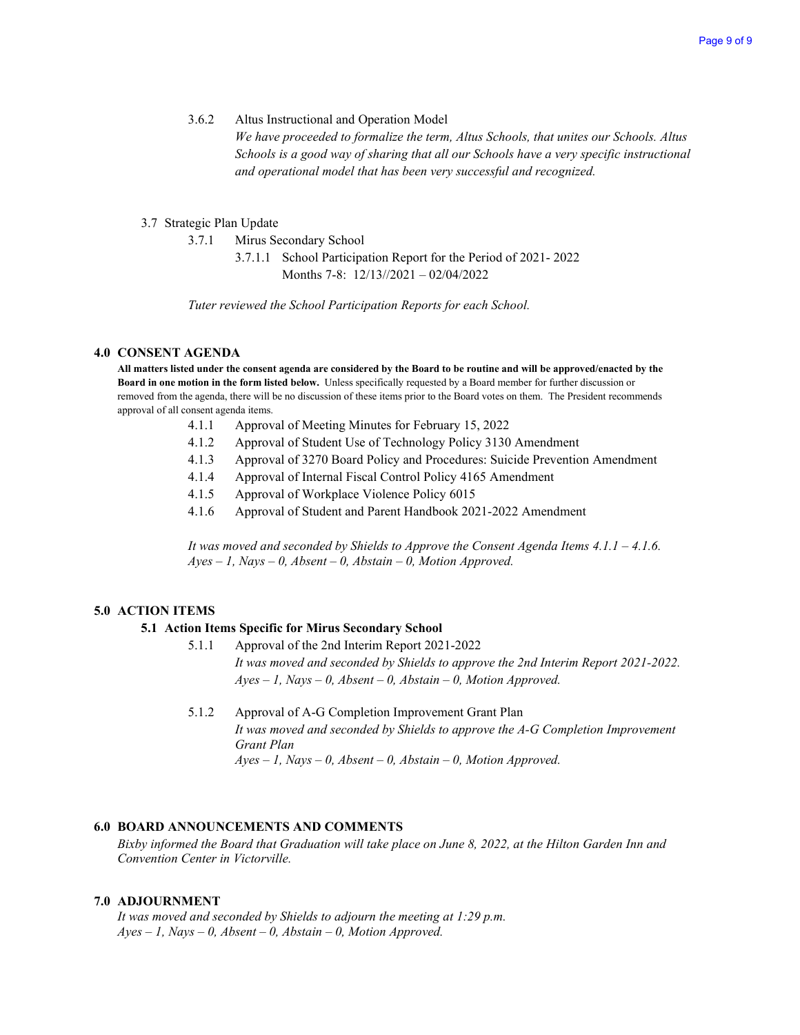3.6.2 Altus Instructional and Operation Model

*We have proceeded to formalize the term, Altus Schools, that unites our Schools. Altus Schools is a good way of sharing that all our Schools have a very specific instructional and operational model that has been very successful and recognized.*

3.7 Strategic Plan Update

3.7.1 Mirus Secondary School

3.7.1.1 School Participation Report for the Period of 2021- 2022
Months 7-8: 12/13//2021 – 02/04/2022

*Tuter reviewed the School Participation Reports for each School.*

## 4.0 CONSENT AGENDA

**All matters listed under the consent agenda are considered by the Board to be routine and will be approved/enacted by the Board in one motion in the form listed below.** Unless specifically requested by a Board member for further discussion or removed from the agenda, there will be no discussion of these items prior to the Board votes on them. The President recommends approval of all consent agenda items.

4.1.1 Approval of Meeting Minutes for February 15, 2022

4.1.2 Approval of Student Use of Technology Policy 3130 Amendment

4.1.3 Approval of 3270 Board Policy and Procedures: Suicide Prevention Amendment

4.1.4 Approval of Internal Fiscal Control Policy 4165 Amendment

4.1.5 Approval of Workplace Violence Policy 6015

4.1.6 Approval of Student and Parent Handbook 2021-2022 Amendment

*It was moved and seconded by Shields to Approve the Consent Agenda Items 4.1.1 – 4.1.6.*
*Ayes – 1, Nays – 0, Absent – 0, Abstain – 0, Motion Approved.*

## 5.0 ACTION ITEMS

### 5.1 Action Items Specific for Mirus Secondary School

5.1.1 Approval of the 2nd Interim Report 2021-2022

*It was moved and seconded by Shields to approve the 2nd Interim Report 2021-2022.*
*Ayes – 1, Nays – 0, Absent – 0, Abstain – 0, Motion Approved.*

5.1.2 Approval of A-G Completion Improvement Grant Plan

*It was moved and seconded by Shields to approve the A-G Completion Improvement Grant Plan*
*Ayes – 1, Nays – 0, Absent – 0, Abstain – 0, Motion Approved.*

## 6.0 BOARD ANNOUNCEMENTS AND COMMENTS

*Bixby informed the Board that Graduation will take place on June 8, 2022, at the Hilton Garden Inn and Convention Center in Victorville.*

## 7.0 ADJOURNMENT

*It was moved and seconded by Shields to adjourn the meeting at 1:29 p.m.*
*Ayes – 1, Nays – 0, Absent – 0, Abstain – 0, Motion Approved.*